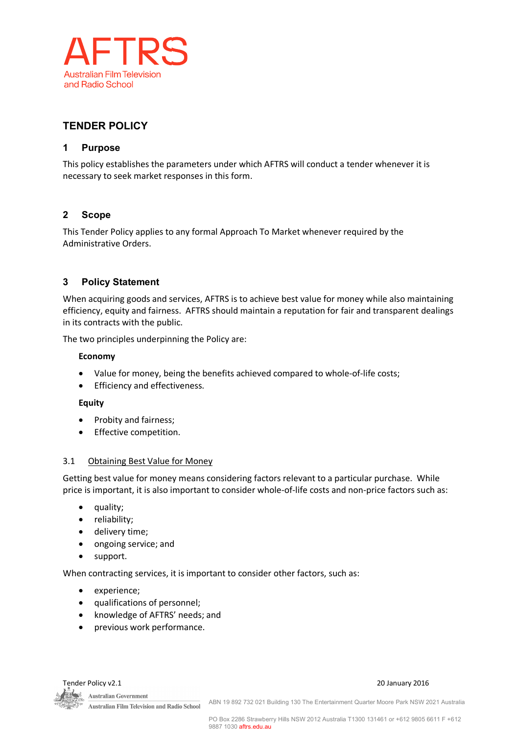AFTRS

Australian Film Television and Radio School

# TENDER POLICY

## 1 Purpose

This policy establishes the parameters under which AFTRS will conduct a tender whenever it is necessary to seek market responses in this form.

## 2 Scope

This Tender Policy applies to any formal Approach To Market whenever required by the Administrative Orders.

## 3 Policy Statement

When acquiring goods and services, AFTRS is to achieve best value for money while also maintaining efficiency, equity and fairness. AFTRS should maintain a reputation for fair and transparent dealings in its contracts with the public.

The two principles underpinning the Policy are:

**Economy**

- Value for money, being the benefits achieved compared to whole-of-life costs;
- Efficiency and effectiveness.

**Equity**

- Probity and fairness;
- Effective competition.

### 3.1 Obtaining Best Value for Money

Getting best value for money means considering factors relevant to a particular purchase. While price is important, it is also important to consider whole-of-life costs and non-price factors such as:

- quality;
- reliability;
- delivery time;
- ongoing service; and
- support.

When contracting services, it is important to consider other factors, such as:

- experience;
- qualifications of personnel;
- knowledge of AFTRS' needs; and
- previous work performance.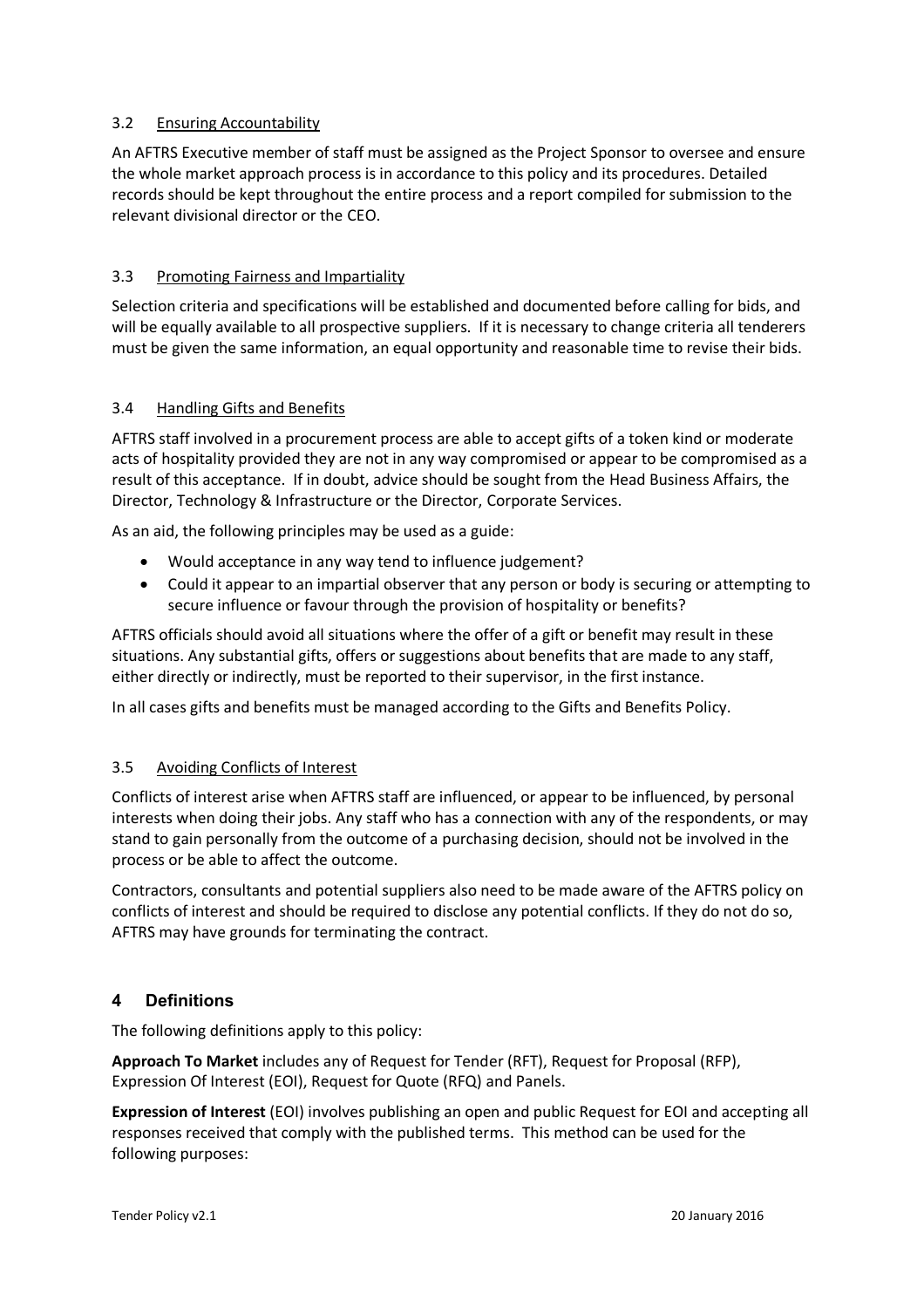### 3.2 Ensuring Accountability

An AFTRS Executive member of staff must be assigned as the Project Sponsor to oversee and ensure the whole market approach process is in accordance to this policy and its procedures. Detailed records should be kept throughout the entire process and a report compiled for submission to the relevant divisional director or the CEO.

### 3.3 Promoting Fairness and Impartiality

Selection criteria and specifications will be established and documented before calling for bids, and will be equally available to all prospective suppliers. If it is necessary to change criteria all tenderers must be given the same information, an equal opportunity and reasonable time to revise their bids.

### 3.4 Handling Gifts and Benefits

AFTRS staff involved in a procurement process are able to accept gifts of a token kind or moderate acts of hospitality provided they are not in any way compromised or appear to be compromised as a result of this acceptance. If in doubt, advice should be sought from the Head Business Affairs, the Director, Technology & Infrastructure or the Director, Corporate Services.

As an aid, the following principles may be used as a guide:

- Would acceptance in any way tend to influence judgement?
- Could it appear to an impartial observer that any person or body is securing or attempting to secure influence or favour through the provision of hospitality or benefits?

AFTRS officials should avoid all situations where the offer of a gift or benefit may result in these situations. Any substantial gifts, offers or suggestions about benefits that are made to any staff, either directly or indirectly, must be reported to their supervisor, in the first instance.

In all cases gifts and benefits must be managed according to the Gifts and Benefits Policy.

### 3.5 Avoiding Conflicts of Interest

Conflicts of interest arise when AFTRS staff are influenced, or appear to be influenced, by personal interests when doing their jobs. Any staff who has a connection with any of the respondents, or may stand to gain personally from the outcome of a purchasing decision, should not be involved in the process or be able to affect the outcome.

Contractors, consultants and potential suppliers also need to be made aware of the AFTRS policy on conflicts of interest and should be required to disclose any potential conflicts. If they do not do so, AFTRS may have grounds for terminating the contract.

## 4 Definitions

The following definitions apply to this policy:

**Approach To Market** includes any of Request for Tender (RFT), Request for Proposal (RFP), Expression Of Interest (EOI), Request for Quote (RFQ) and Panels.

**Expression of Interest** (EOI) involves publishing an open and public Request for EOI and accepting all responses received that comply with the published terms. This method can be used for the following purposes: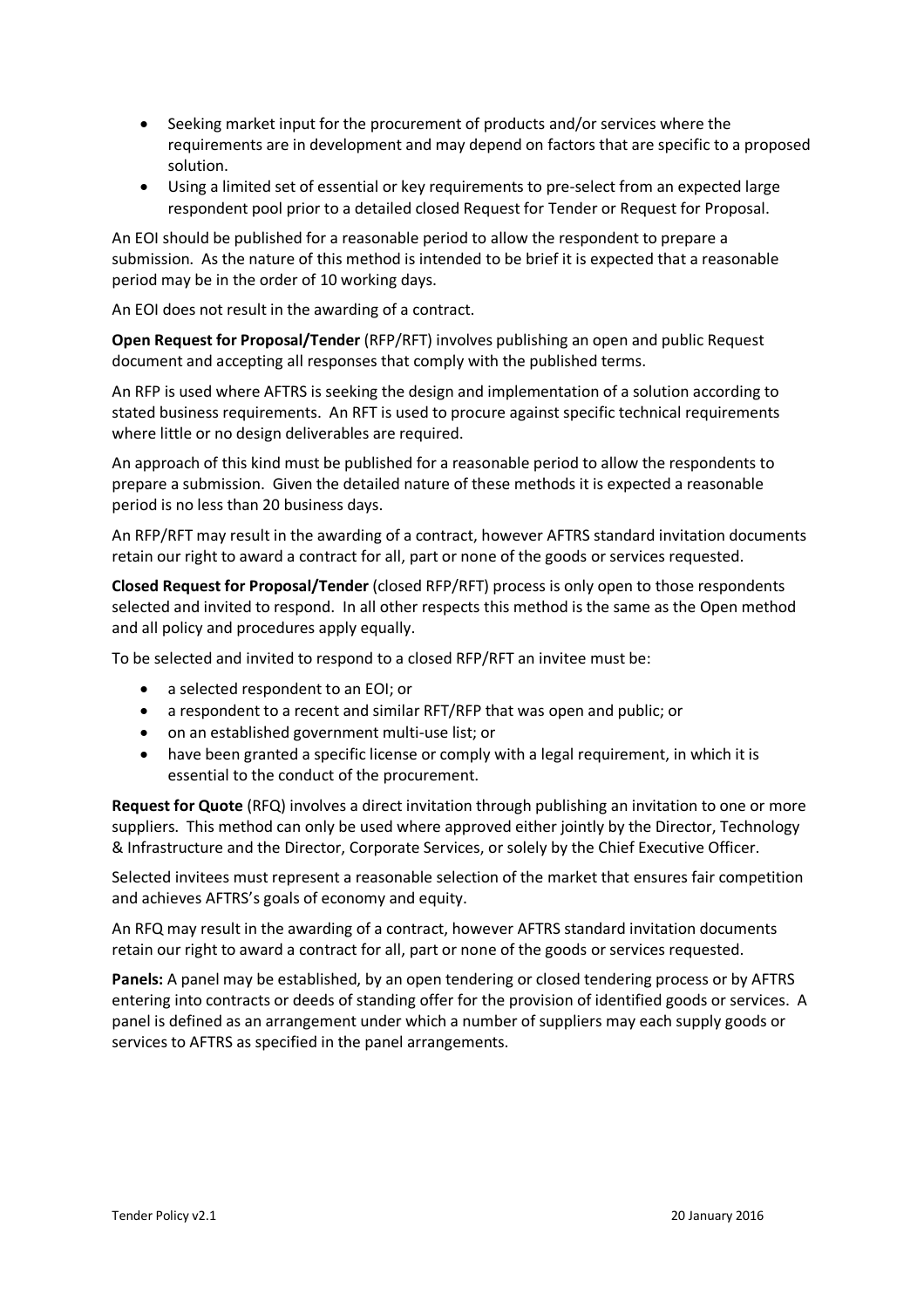- Seeking market input for the procurement of products and/or services where the requirements are in development and may depend on factors that are specific to a proposed solution.
- Using a limited set of essential or key requirements to pre-select from an expected large respondent pool prior to a detailed closed Request for Tender or Request for Proposal.

An EOI should be published for a reasonable period to allow the respondent to prepare a submission. As the nature of this method is intended to be brief it is expected that a reasonable period may be in the order of 10 working days.

An EOI does not result in the awarding of a contract.

**Open Request for Proposal/Tender** (RFP/RFT) involves publishing an open and public Request document and accepting all responses that comply with the published terms.

An RFP is used where AFTRS is seeking the design and implementation of a solution according to stated business requirements. An RFT is used to procure against specific technical requirements where little or no design deliverables are required.

An approach of this kind must be published for a reasonable period to allow the respondents to prepare a submission. Given the detailed nature of these methods it is expected a reasonable period is no less than 20 business days.

An RFP/RFT may result in the awarding of a contract, however AFTRS standard invitation documents retain our right to award a contract for all, part or none of the goods or services requested.

**Closed Request for Proposal/Tender** (closed RFP/RFT) process is only open to those respondents selected and invited to respond. In all other respects this method is the same as the Open method and all policy and procedures apply equally.

To be selected and invited to respond to a closed RFP/RFT an invitee must be:

- a selected respondent to an EOI; or
- a respondent to a recent and similar RFT/RFP that was open and public; or
- on an established government multi-use list; or
- have been granted a specific license or comply with a legal requirement, in which it is essential to the conduct of the procurement.

**Request for Quote** (RFQ) involves a direct invitation through publishing an invitation to one or more suppliers. This method can only be used where approved either jointly by the Director, Technology & Infrastructure and the Director, Corporate Services, or solely by the Chief Executive Officer.

Selected invitees must represent a reasonable selection of the market that ensures fair competition and achieves AFTRS's goals of economy and equity.

An RFQ may result in the awarding of a contract, however AFTRS standard invitation documents retain our right to award a contract for all, part or none of the goods or services requested.

**Panels:** A panel may be established, by an open tendering or closed tendering process or by AFTRS entering into contracts or deeds of standing offer for the provision of identified goods or services. A panel is defined as an arrangement under which a number of suppliers may each supply goods or services to AFTRS as specified in the panel arrangements.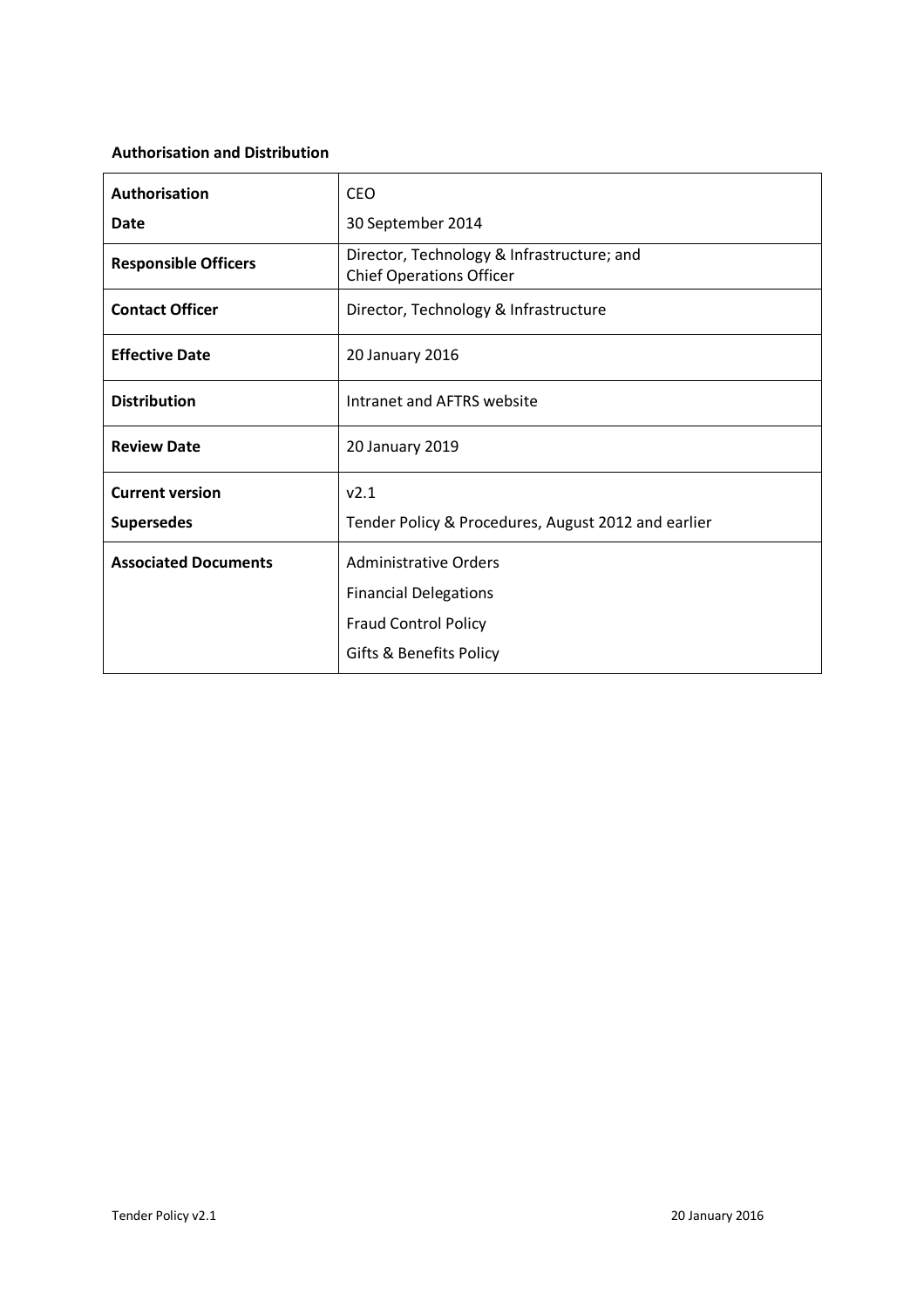**Authorisation and Distribution**

| | |
|---|---|
| **Authorisation**<br>**Date** | CEO<br>30 September 2014 |
| **Responsible Officers** | Director, Technology & Infrastructure; and<br>Chief Operations Officer |
| **Contact Officer** | Director, Technology & Infrastructure |
| **Effective Date** | 20 January 2016 |
| **Distribution** | Intranet and AFTRS website |
| **Review Date** | 20 January 2019 |
| **Current version**<br>**Supersedes** | v2.1<br>Tender Policy & Procedures, August 2012 and earlier |
| **Associated Documents** | Administrative Orders<br>Financial Delegations<br>Fraud Control Policy<br>Gifts & Benefits Policy |